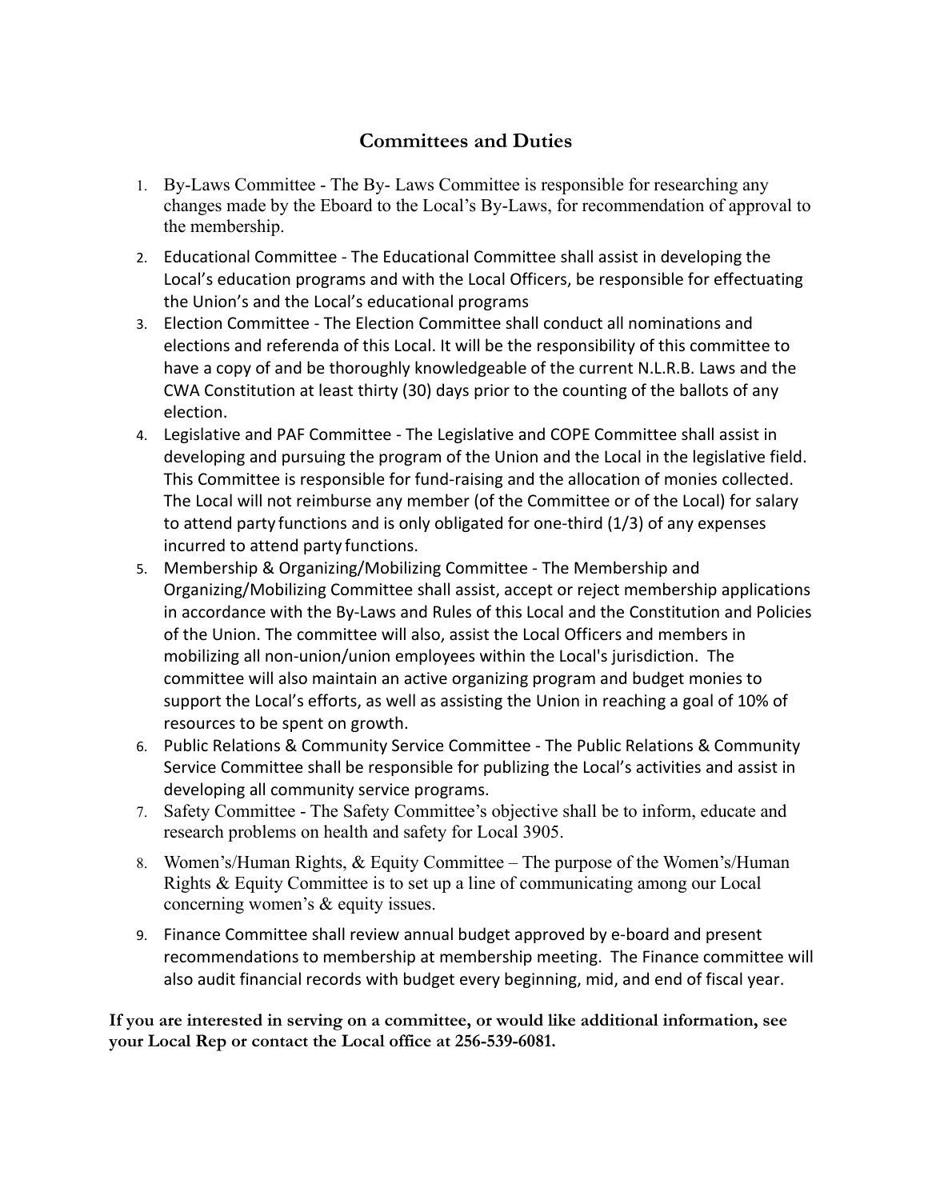## Committees and Duties

1. By-Laws Committee - The By- Laws Committee is responsible for researching any changes made by the Eboard to the Local's By-Laws, for recommendation of approval to the membership.
2. Educational Committee - The Educational Committee shall assist in developing the Local's education programs and with the Local Officers, be responsible for effectuating the Union's and the Local's educational programs
3. Election Committee - The Election Committee shall conduct all nominations and elections and referenda of this Local. It will be the responsibility of this committee to have a copy of and be thoroughly knowledgeable of the current N.L.R.B. Laws and the CWA Constitution at least thirty (30) days prior to the counting of the ballots of any election.
4. Legislative and PAF Committee - The Legislative and COPE Committee shall assist in developing and pursuing the program of the Union and the Local in the legislative field. This Committee is responsible for fund-raising and the allocation of monies collected. The Local will not reimburse any member (of the Committee or of the Local) for salary to attend party functions and is only obligated for one-third (1/3) of any expenses incurred to attend party functions.
5. Membership & Organizing/Mobilizing Committee - The Membership and Organizing/Mobilizing Committee shall assist, accept or reject membership applications in accordance with the By-Laws and Rules of this Local and the Constitution and Policies of the Union. The committee will also, assist the Local Officers and members in mobilizing all non-union/union employees within the Local's jurisdiction. The committee will also maintain an active organizing program and budget monies to support the Local's efforts, as well as assisting the Union in reaching a goal of 10% of resources to be spent on growth.
6. Public Relations & Community Service Committee - The Public Relations & Community Service Committee shall be responsible for publizing the Local's activities and assist in developing all community service programs.
7. Safety Committee - The Safety Committee's objective shall be to inform, educate and research problems on health and safety for Local 3905.
8. Women's/Human Rights, & Equity Committee – The purpose of the Women's/Human Rights & Equity Committee is to set up a line of communicating among our Local concerning women's & equity issues.
9. Finance Committee shall review annual budget approved by e-board and present recommendations to membership at membership meeting. The Finance committee will also audit financial records with budget every beginning, mid, and end of fiscal year.

**If you are interested in serving on a committee, or would like additional information, see your Local Rep or contact the Local office at 256-539-6081.**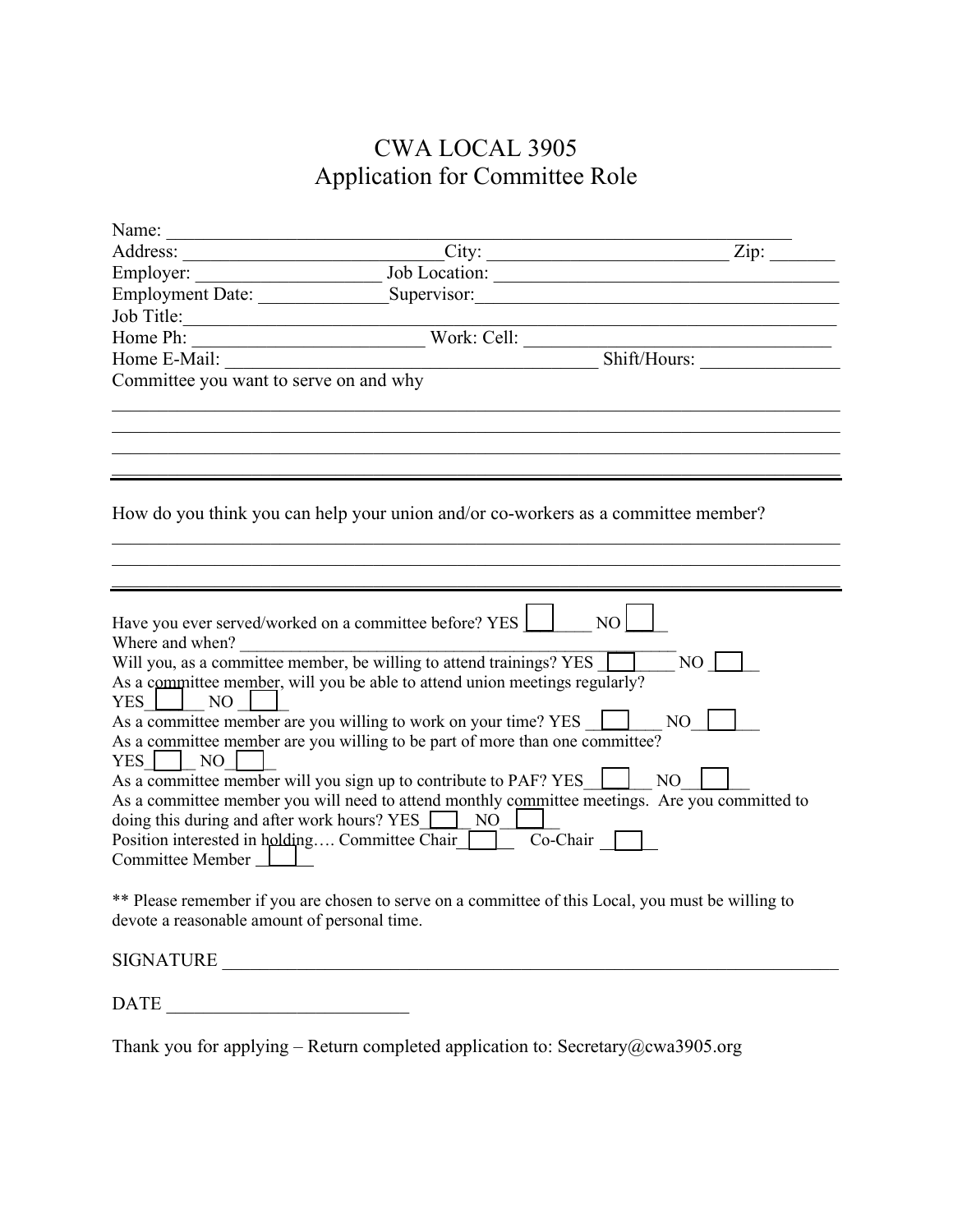# CWA LOCAL 3905
## Application for Committee Role

Name: ____________________________________________________________________

Address: ____________________________ City: __________________________ Zip: _______

Employer: ____________________ Job Location: ______________________________________

Employment Date: ______________ Supervisor: ________________________________________

Job Title: ___________________________________________________________________

Home Ph: _________________________ Work: Cell: _________________________________

Home E-Mail: ____________________________________________ Shift/Hours: _______________

Committee you want to serve on and why

_______________________________________________________________________________

_______________________________________________________________________________

_______________________________________________________________________________

_______________________________________________________________________________

How do you think you can help your union and/or co-workers as a committee member?

_______________________________________________________________________________

_______________________________________________________________________________

_______________________________________________________________________________

Have you ever served/worked on a committee before? YES ☐ NO ☐

Where and when? ____________________________________________________

Will you, as a committee member, be willing to attend trainings? YES ☐ NO ☐

As a committee member, will you be able to attend union meetings regularly?
YES ☐ NO ☐

As a committee member are you willing to work on your time? YES ☐ NO ☐

As a committee member are you willing to be part of more than one committee?
YES ☐ NO ☐

As a committee member will you sign up to contribute to PAF? YES ☐ NO ☐

As a committee member you will need to attend monthly committee meetings. Are you committed to doing this during and after work hours? YES ☐ NO ☐

Position interested in holding…. Committee Chair ☐ Co-Chair ☐
Committee Member ☐

** Please remember if you are chosen to serve on a committee of this Local, you must be willing to devote a reasonable amount of personal time.

SIGNATURE ______________________________________________________________________

DATE __________________________

Thank you for applying – Return completed application to: Secretary@cwa3905.org